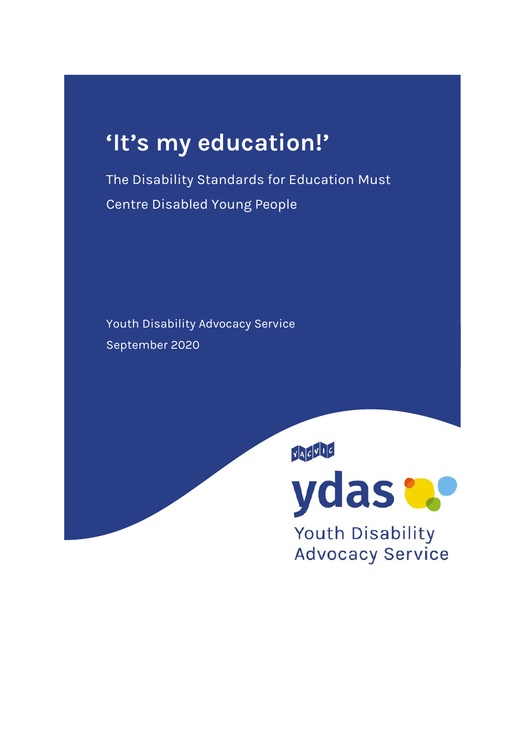# ‘It’s my education!’

The Disability Standards for Education Must Centre Disabled Young People

Youth Disability Advocacy Service

September 2020

YACVIC

ydas

Youth Disability Advocacy Service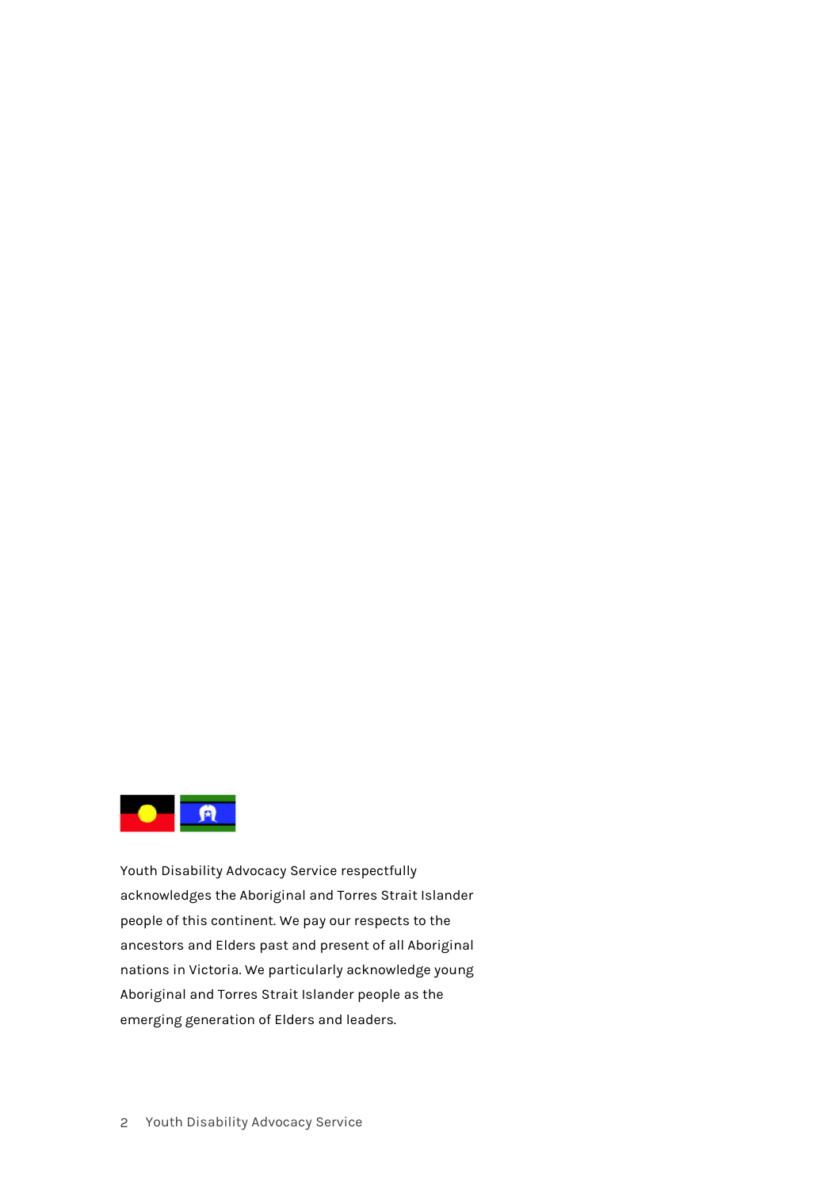Youth Disability Advocacy Service respectfully acknowledges the Aboriginal and Torres Strait Islander people of this continent. We pay our respects to the ancestors and Elders past and present of all Aboriginal nations in Victoria. We particularly acknowledge young Aboriginal and Torres Strait Islander people as the emerging generation of Elders and leaders.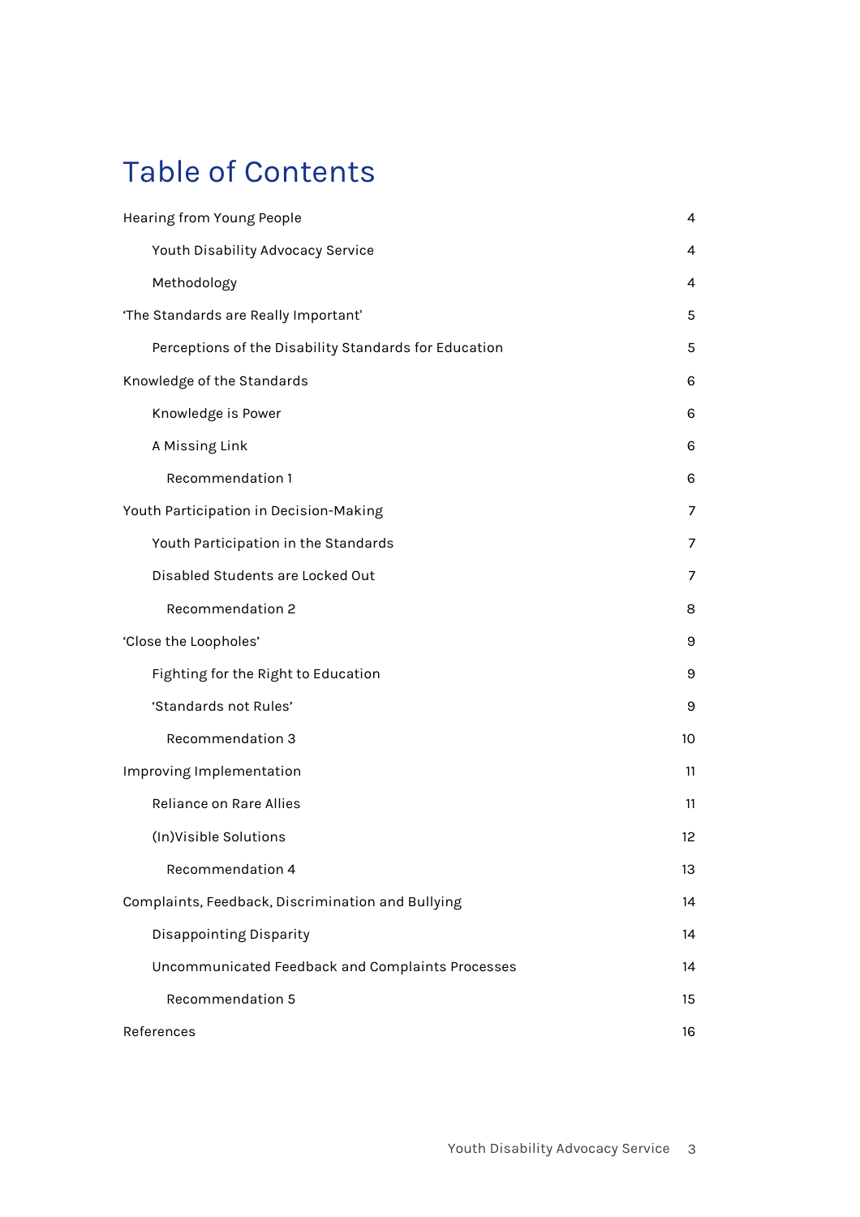# Table of Contents

- Hearing from Young People 4
  - Youth Disability Advocacy Service 4
  - Methodology 4
- 'The Standards are Really Important' 5
  - Perceptions of the Disability Standards for Education 5
- Knowledge of the Standards 6
  - Knowledge is Power 6
  - A Missing Link 6
    - Recommendation 1 6
- Youth Participation in Decision-Making 7
  - Youth Participation in the Standards 7
  - Disabled Students are Locked Out 7
    - Recommendation 2 8
- 'Close the Loopholes' 9
  - Fighting for the Right to Education 9
  - 'Standards not Rules' 9
    - Recommendation 3 10
- Improving Implementation 11
  - Reliance on Rare Allies 11
  - (In)Visible Solutions 12
    - Recommendation 4 13
- Complaints, Feedback, Discrimination and Bullying 14
  - Disappointing Disparity 14
  - Uncommunicated Feedback and Complaints Processes 14
    - Recommendation 5 15
- References 16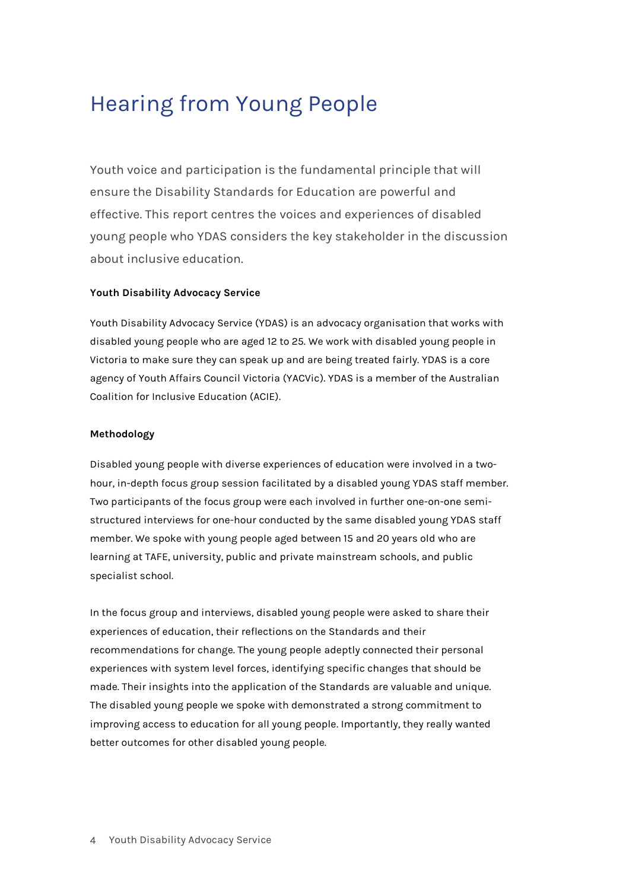# Hearing from Young People

Youth voice and participation is the fundamental principle that will ensure the Disability Standards for Education are powerful and effective. This report centres the voices and experiences of disabled young people who YDAS considers the key stakeholder in the discussion about inclusive education.

**Youth Disability Advocacy Service**

Youth Disability Advocacy Service (YDAS) is an advocacy organisation that works with disabled young people who are aged 12 to 25. We work with disabled young people in Victoria to make sure they can speak up and are being treated fairly. YDAS is a core agency of Youth Affairs Council Victoria (YACVic). YDAS is a member of the Australian Coalition for Inclusive Education (ACIE).

**Methodology**

Disabled young people with diverse experiences of education were involved in a two-hour, in-depth focus group session facilitated by a disabled young YDAS staff member. Two participants of the focus group were each involved in further one-on-one semi-structured interviews for one-hour conducted by the same disabled young YDAS staff member. We spoke with young people aged between 15 and 20 years old who are learning at TAFE, university, public and private mainstream schools, and public specialist school.

In the focus group and interviews, disabled young people were asked to share their experiences of education, their reflections on the Standards and their recommendations for change. The young people adeptly connected their personal experiences with system level forces, identifying specific changes that should be made. Their insights into the application of the Standards are valuable and unique. The disabled young people we spoke with demonstrated a strong commitment to improving access to education for all young people. Importantly, they really wanted better outcomes for other disabled young people.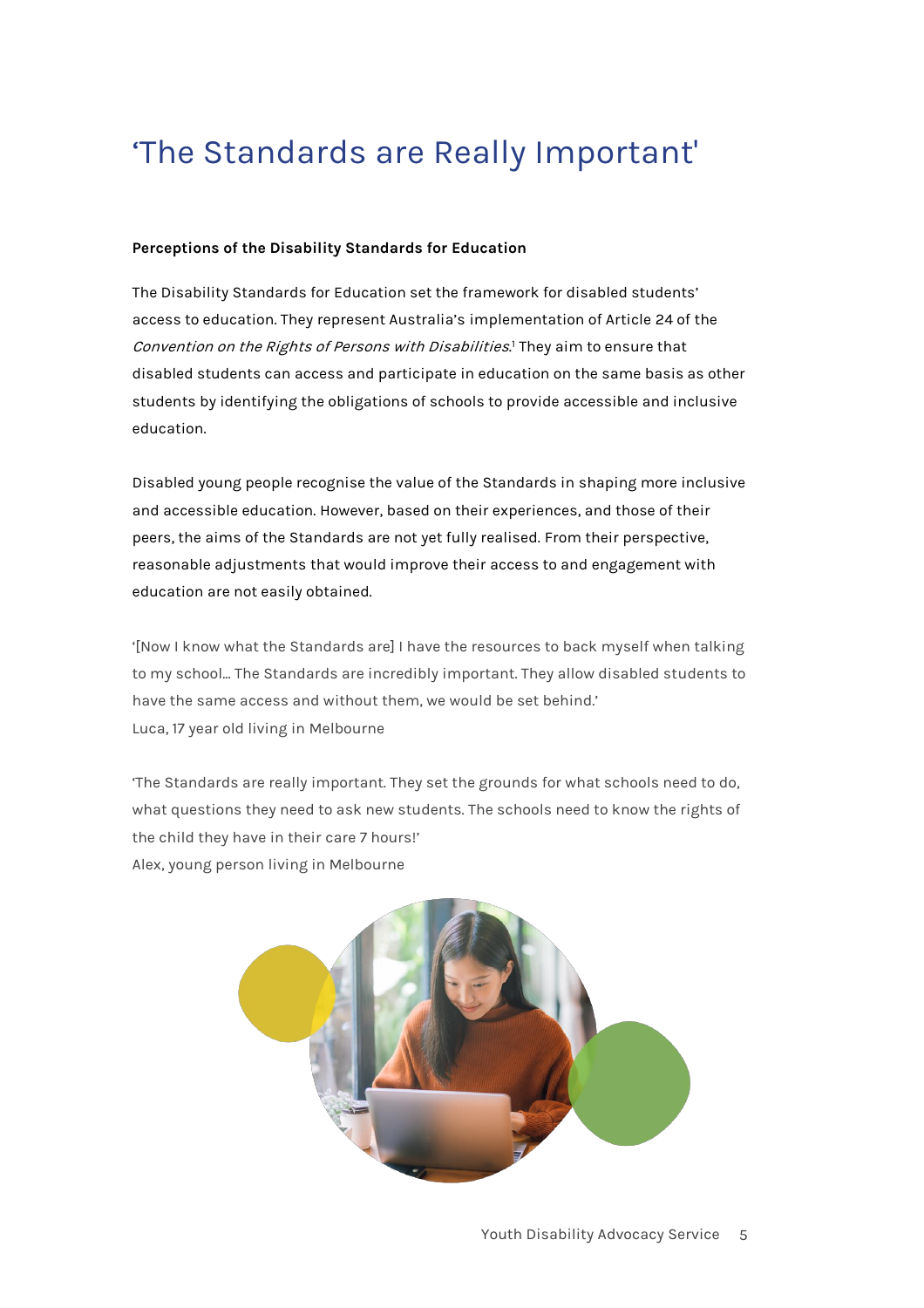# 'The Standards are Really Important'

**Perceptions of the Disability Standards for Education**

The Disability Standards for Education set the framework for disabled students' access to education. They represent Australia's implementation of Article 24 of the *Convention on the Rights of Persons with Disabilities*.[1] They aim to ensure that disabled students can access and participate in education on the same basis as other students by identifying the obligations of schools to provide accessible and inclusive education.

Disabled young people recognise the value of the Standards in shaping more inclusive and accessible education. However, based on their experiences, and those of their peers, the aims of the Standards are not yet fully realised. From their perspective, reasonable adjustments that would improve their access to and engagement with education are not easily obtained.

'[Now I know what the Standards are] I have the resources to back myself when talking to my school... The Standards are incredibly important. They allow disabled students to have the same access and without them, we would be set behind.'
Luca, 17 year old living in Melbourne

'The Standards are really important. They set the grounds for what schools need to do, what questions they need to ask new students. The schools need to know the rights of the child they have in their care 7 hours!'
Alex, young person living in Melbourne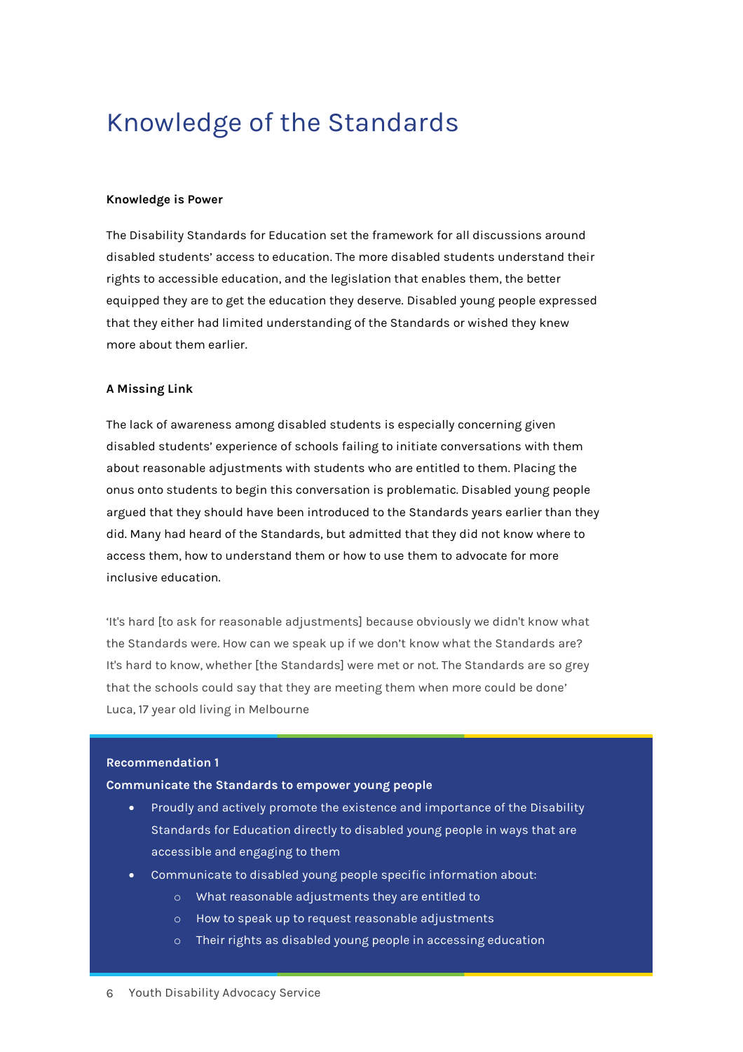# Knowledge of the Standards

**Knowledge is Power**

The Disability Standards for Education set the framework for all discussions around disabled students' access to education. The more disabled students understand their rights to accessible education, and the legislation that enables them, the better equipped they are to get the education they deserve. Disabled young people expressed that they either had limited understanding of the Standards or wished they knew more about them earlier.

**A Missing Link**

The lack of awareness among disabled students is especially concerning given disabled students' experience of schools failing to initiate conversations with them about reasonable adjustments with students who are entitled to them. Placing the onus onto students to begin this conversation is problematic. Disabled young people argued that they should have been introduced to the Standards years earlier than they did. Many had heard of the Standards, but admitted that they did not know where to access them, how to understand them or how to use them to advocate for more inclusive education.

'It's hard [to ask for reasonable adjustments] because obviously we didn't know what the Standards were. How can we speak up if we don't know what the Standards are? It's hard to know, whether [the Standards] were met or not. The Standards are so grey that the schools could say that they are meeting them when more could be done'
Luca, 17 year old living in Melbourne

**Recommendation 1**

**Communicate the Standards to empower young people**

- Proudly and actively promote the existence and importance of the Disability Standards for Education directly to disabled young people in ways that are accessible and engaging to them
- Communicate to disabled young people specific information about:
    - What reasonable adjustments they are entitled to
    - How to speak up to request reasonable adjustments
    - Their rights as disabled young people in accessing education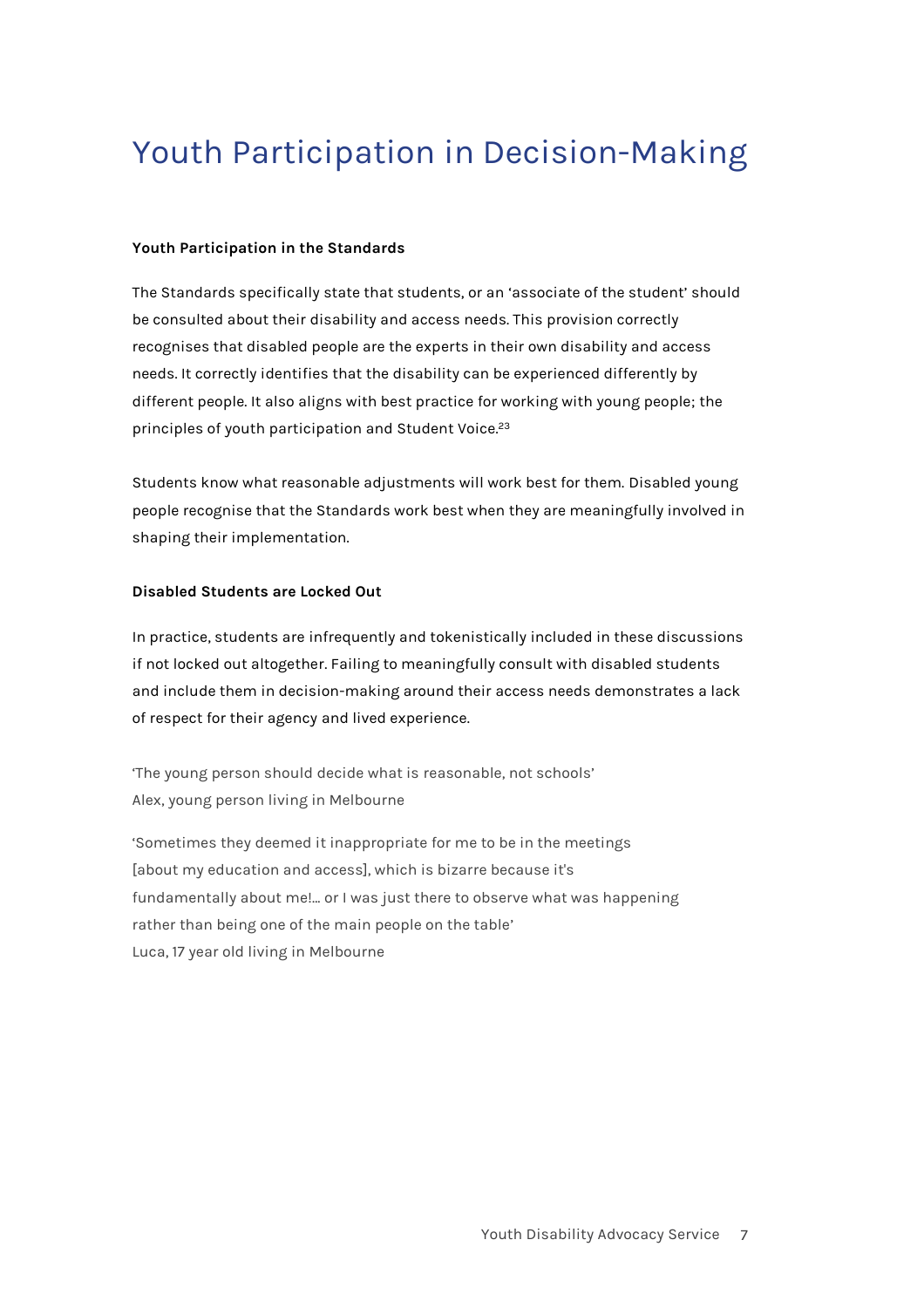# Youth Participation in Decision-Making

**Youth Participation in the Standards**

The Standards specifically state that students, or an 'associate of the student' should be consulted about their disability and access needs. This provision correctly recognises that disabled people are the experts in their own disability and access needs. It correctly identifies that the disability can be experienced differently by different people. It also aligns with best practice for working with young people; the principles of youth participation and Student Voice.[23]

Students know what reasonable adjustments will work best for them. Disabled young people recognise that the Standards work best when they are meaningfully involved in shaping their implementation.

**Disabled Students are Locked Out**

In practice, students are infrequently and tokenistically included in these discussions if not locked out altogether. Failing to meaningfully consult with disabled students and include them in decision-making around their access needs demonstrates a lack of respect for their agency and lived experience.

'The young person should decide what is reasonable, not schools'
Alex, young person living in Melbourne

'Sometimes they deemed it inappropriate for me to be in the meetings [about my education and access], which is bizarre because it's fundamentally about me!... or I was just there to observe what was happening rather than being one of the main people on the table'
Luca, 17 year old living in Melbourne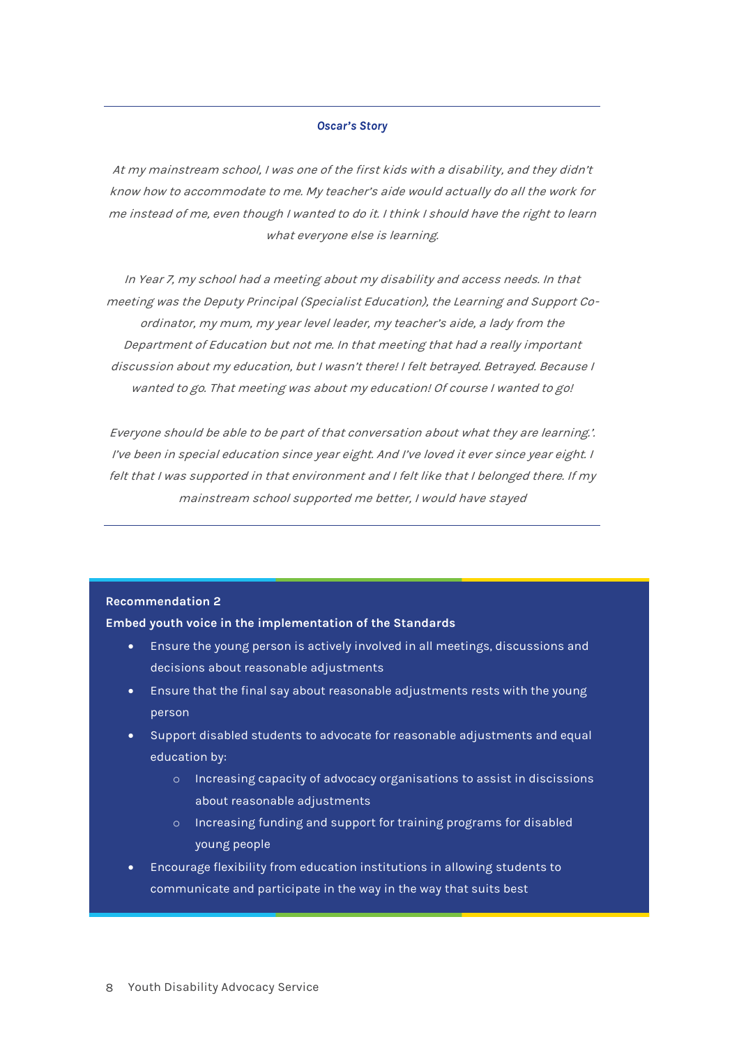**_Oscar's Story_**

*At my mainstream school, I was one of the first kids with a disability, and they didn't know how to accommodate to me. My teacher's aide would actually do all the work for me instead of me, even though I wanted to do it. I think I should have the right to learn what everyone else is learning.*

*In Year 7, my school had a meeting about my disability and access needs. In that meeting was the Deputy Principal (Specialist Education), the Learning and Support Co-ordinator, my mum, my year level leader, my teacher's aide, a lady from the Department of Education but not me. In that meeting that had a really important discussion about my education, but I wasn't there! I felt betrayed. Betrayed. Because I wanted to go. That meeting was about my education! Of course I wanted to go!*

*Everyone should be able to be part of that conversation about what they are learning.'. I've been in special education since year eight. And I've loved it ever since year eight. I felt that I was supported in that environment and I felt like that I belonged there. If my mainstream school supported me better, I would have stayed*

---

**Recommendation 2**

**Embed youth voice in the implementation of the Standards**

- Ensure the young person is actively involved in all meetings, discussions and decisions about reasonable adjustments
- Ensure that the final say about reasonable adjustments rests with the young person
- Support disabled students to advocate for reasonable adjustments and equal education by:
    - Increasing capacity of advocacy organisations to assist in discissions about reasonable adjustments
    - Increasing funding and support for training programs for disabled young people
- Encourage flexibility from education institutions in allowing students to communicate and participate in the way in the way that suits best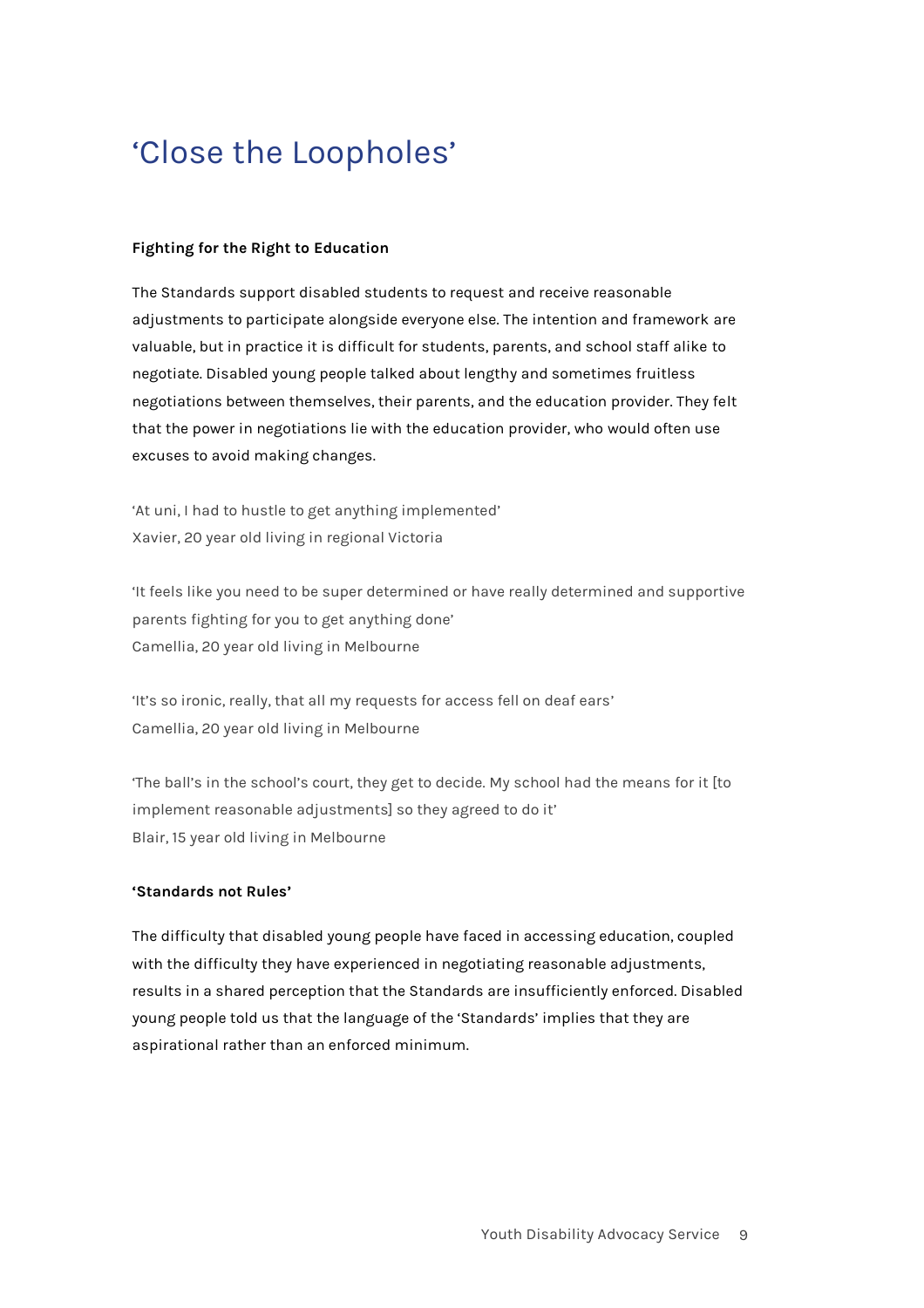# ‘Close the Loopholes’

**Fighting for the Right to Education**

The Standards support disabled students to request and receive reasonable adjustments to participate alongside everyone else. The intention and framework are valuable, but in practice it is difficult for students, parents, and school staff alike to negotiate. Disabled young people talked about lengthy and sometimes fruitless negotiations between themselves, their parents, and the education provider. They felt that the power in negotiations lie with the education provider, who would often use excuses to avoid making changes.

‘At uni, I had to hustle to get anything implemented’
Xavier, 20 year old living in regional Victoria

‘It feels like you need to be super determined or have really determined and supportive parents fighting for you to get anything done’
Camellia, 20 year old living in Melbourne

‘It’s so ironic, really, that all my requests for access fell on deaf ears’
Camellia, 20 year old living in Melbourne

‘The ball’s in the school’s court, they get to decide. My school had the means for it [to implement reasonable adjustments] so they agreed to do it’
Blair, 15 year old living in Melbourne

**‘Standards not Rules’**

The difficulty that disabled young people have faced in accessing education, coupled with the difficulty they have experienced in negotiating reasonable adjustments, results in a shared perception that the Standards are insufficiently enforced. Disabled young people told us that the language of the ‘Standards’ implies that they are aspirational rather than an enforced minimum.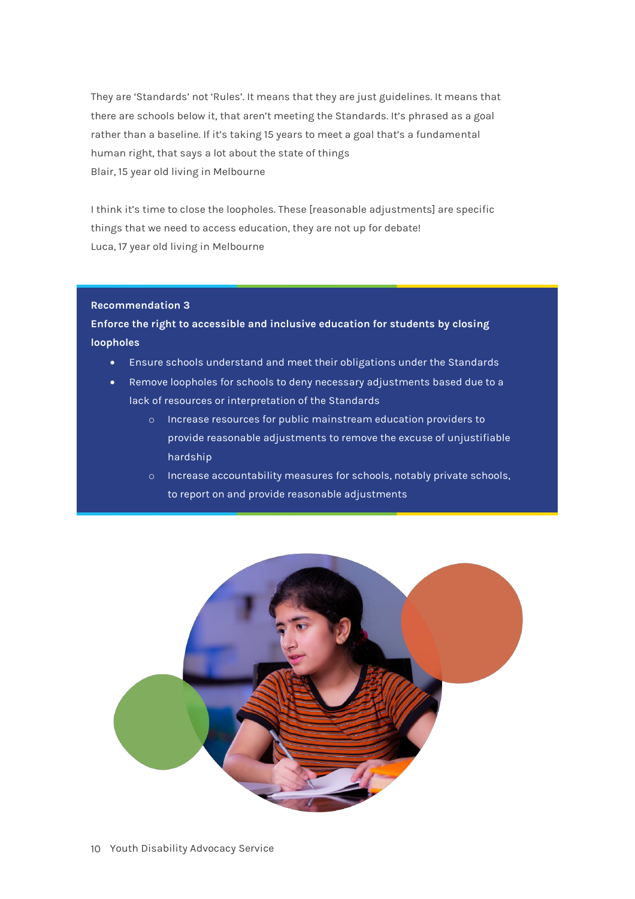They are 'Standards' not 'Rules'. It means that they are just guidelines. It means that there are schools below it, that aren't meeting the Standards. It's phrased as a goal rather than a baseline. If it's taking 15 years to meet a goal that's a fundamental human right, that says a lot about the state of things
Blair, 15 year old living in Melbourne

I think it's time to close the loopholes. These [reasonable adjustments] are specific things that we need to access education, they are not up for debate!
Luca, 17 year old living in Melbourne

**Recommendation 3**

**Enforce the right to accessible and inclusive education for students by closing loopholes**

- Ensure schools understand and meet their obligations under the Standards
- Remove loopholes for schools to deny necessary adjustments based due to a lack of resources or interpretation of the Standards
    - Increase resources for public mainstream education providers to provide reasonable adjustments to remove the excuse of unjustifiable hardship
    - Increase accountability measures for schools, notably private schools, to report on and provide reasonable adjustments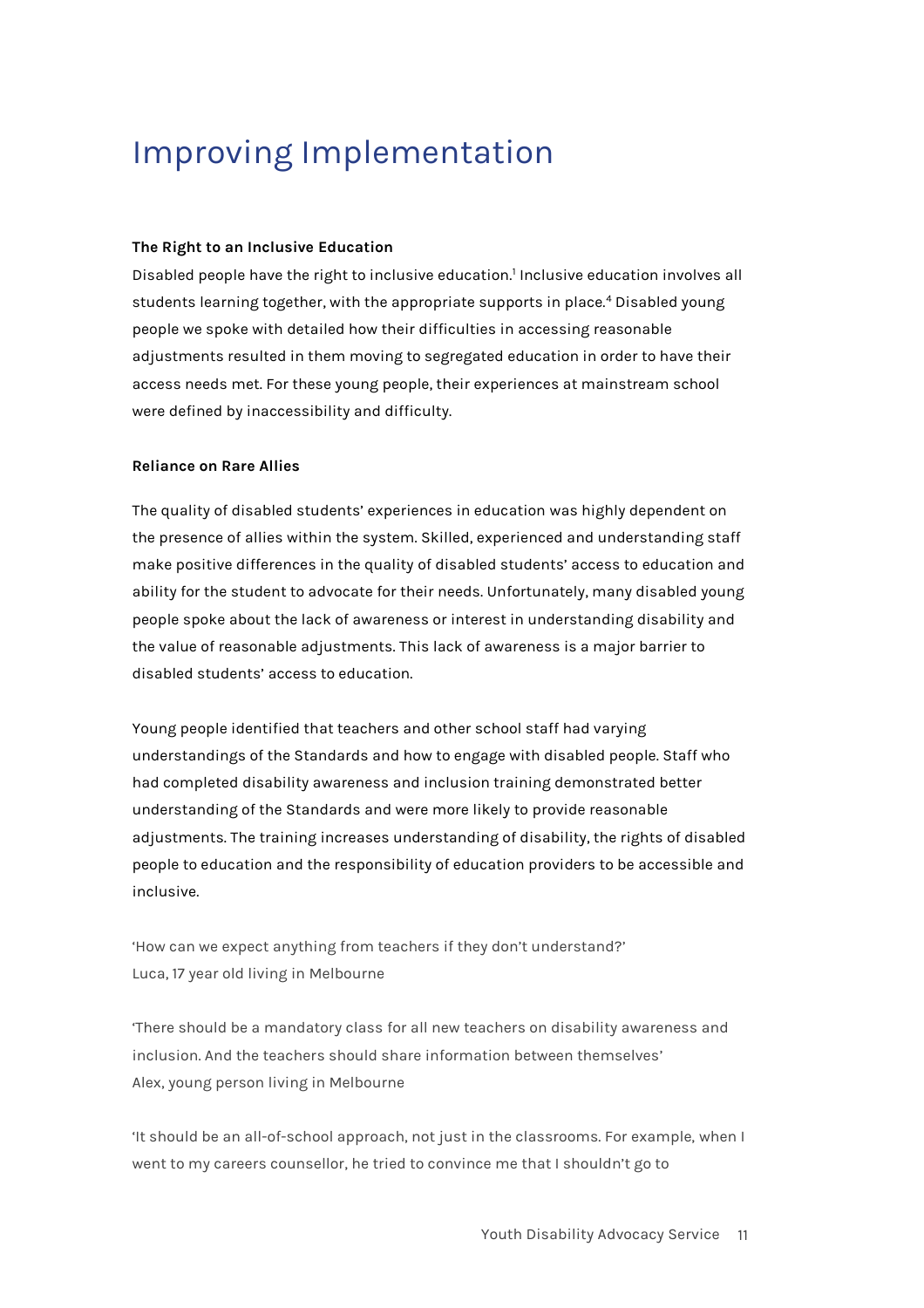# Improving Implementation

**The Right to an Inclusive Education**

Disabled people have the right to inclusive education.[1] Inclusive education involves all students learning together, with the appropriate supports in place.[4] Disabled young people we spoke with detailed how their difficulties in accessing reasonable adjustments resulted in them moving to segregated education in order to have their access needs met. For these young people, their experiences at mainstream school were defined by inaccessibility and difficulty.

**Reliance on Rare Allies**

The quality of disabled students' experiences in education was highly dependent on the presence of allies within the system. Skilled, experienced and understanding staff make positive differences in the quality of disabled students' access to education and ability for the student to advocate for their needs. Unfortunately, many disabled young people spoke about the lack of awareness or interest in understanding disability and the value of reasonable adjustments. This lack of awareness is a major barrier to disabled students' access to education.

Young people identified that teachers and other school staff had varying understandings of the Standards and how to engage with disabled people. Staff who had completed disability awareness and inclusion training demonstrated better understanding of the Standards and were more likely to provide reasonable adjustments. The training increases understanding of disability, the rights of disabled people to education and the responsibility of education providers to be accessible and inclusive.

'How can we expect anything from teachers if they don't understand?'
Luca, 17 year old living in Melbourne

'There should be a mandatory class for all new teachers on disability awareness and inclusion. And the teachers should share information between themselves'
Alex, young person living in Melbourne

'It should be an all-of-school approach, not just in the classrooms. For example, when I went to my careers counsellor, he tried to convince me that I shouldn't go to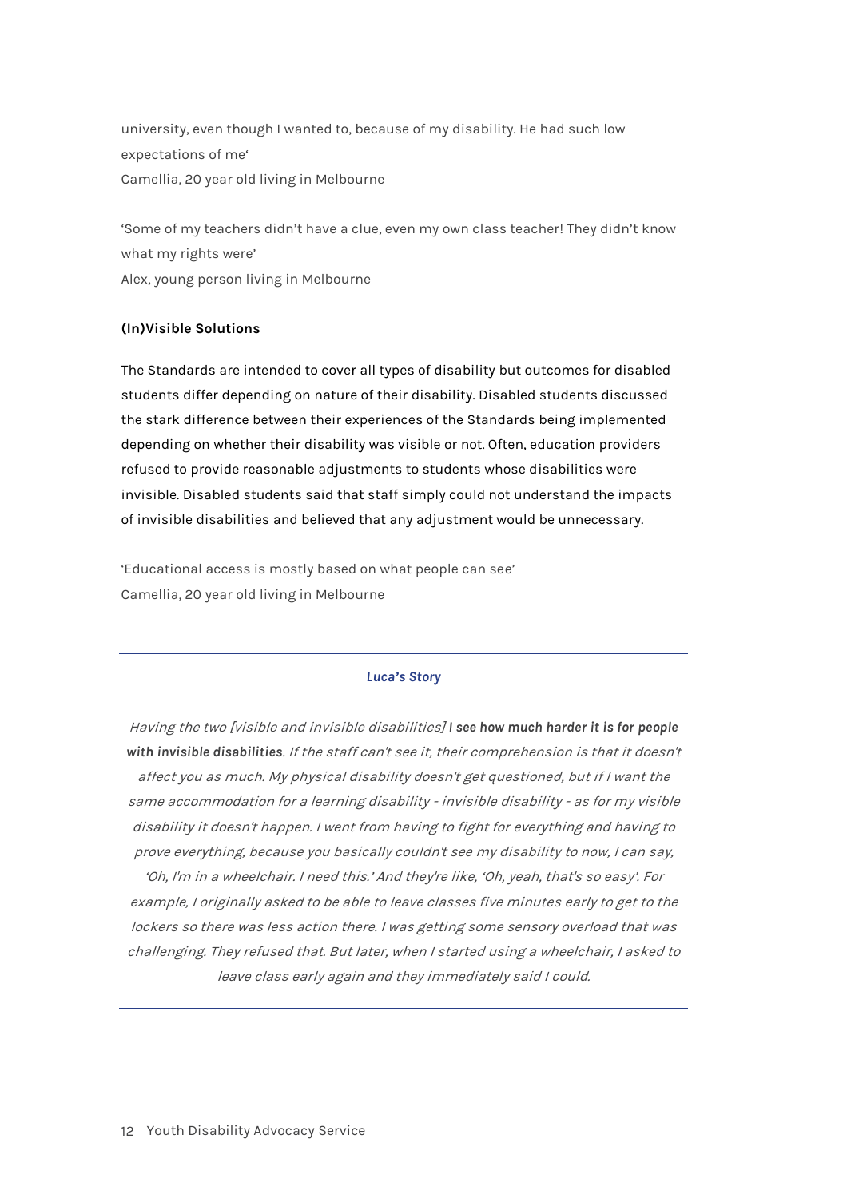university, even though I wanted to, because of my disability. He had such low expectations of me'
Camellia, 20 year old living in Melbourne

'Some of my teachers didn't have a clue, even my own class teacher! They didn't know what my rights were'
Alex, young person living in Melbourne

**(In)Visible Solutions**

The Standards are intended to cover all types of disability but outcomes for disabled students differ depending on nature of their disability. Disabled students discussed the stark difference between their experiences of the Standards being implemented depending on whether their disability was visible or not. Often, education providers refused to provide reasonable adjustments to students whose disabilities were invisible. Disabled students said that staff simply could not understand the impacts of invisible disabilities and believed that any adjustment would be unnecessary.

'Educational access is mostly based on what people can see'
Camellia, 20 year old living in Melbourne

---

***Luca's Story***

*Having the two [visible and invisible disabilities]* **I see how much harder it is for people with invisible disabilities***. If the staff can't see it, their comprehension is that it doesn't affect you as much. My physical disability doesn't get questioned, but if I want the same accommodation for a learning disability - invisible disability - as for my visible disability it doesn't happen. I went from having to fight for everything and having to prove everything, because you basically couldn't see my disability to now, I can say, 'Oh, I'm in a wheelchair. I need this.' And they're like, 'Oh, yeah, that's so easy'. For example, I originally asked to be able to leave classes five minutes early to get to the lockers so there was less action there. I was getting some sensory overload that was challenging. They refused that. But later, when I started using a wheelchair, I asked to leave class early again and they immediately said I could.*

---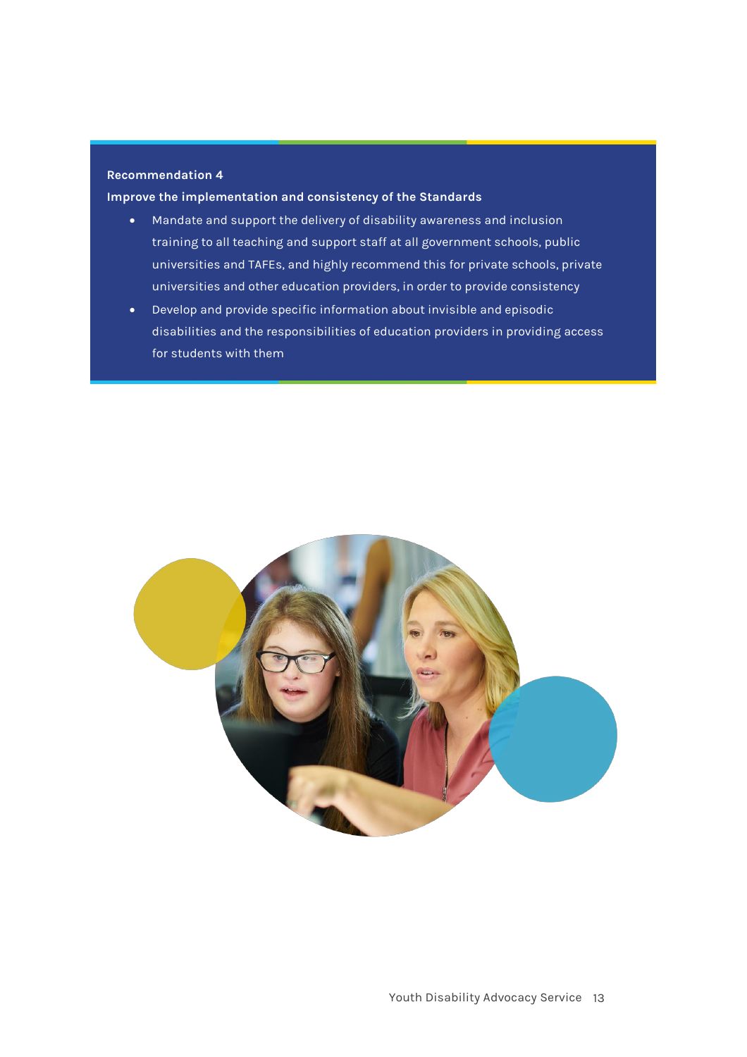**Recommendation 4**

**Improve the implementation and consistency of the Standards**

- Mandate and support the delivery of disability awareness and inclusion training to all teaching and support staff at all government schools, public universities and TAFEs, and highly recommend this for private schools, private universities and other education providers, in order to provide consistency
- Develop and provide specific information about invisible and episodic disabilities and the responsibilities of education providers in providing access for students with them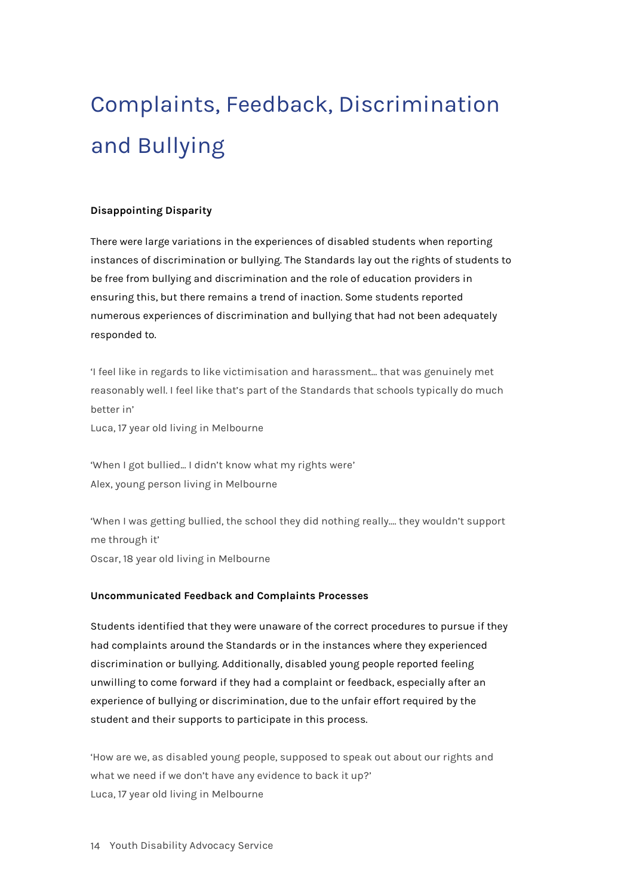# Complaints, Feedback, Discrimination and Bullying

**Disappointing Disparity**

There were large variations in the experiences of disabled students when reporting instances of discrimination or bullying. The Standards lay out the rights of students to be free from bullying and discrimination and the role of education providers in ensuring this, but there remains a trend of inaction. Some students reported numerous experiences of discrimination and bullying that had not been adequately responded to.

'I feel like in regards to like victimisation and harassment… that was genuinely met reasonably well. I feel like that's part of the Standards that schools typically do much better in'
Luca, 17 year old living in Melbourne

'When I got bullied… I didn't know what my rights were'
Alex, young person living in Melbourne

'When I was getting bullied, the school they did nothing really…. they wouldn't support me through it'
Oscar, 18 year old living in Melbourne

**Uncommunicated Feedback and Complaints Processes**

Students identified that they were unaware of the correct procedures to pursue if they had complaints around the Standards or in the instances where they experienced discrimination or bullying. Additionally, disabled young people reported feeling unwilling to come forward if they had a complaint or feedback, especially after an experience of bullying or discrimination, due to the unfair effort required by the student and their supports to participate in this process.

'How are we, as disabled young people, supposed to speak out about our rights and what we need if we don't have any evidence to back it up?'
Luca, 17 year old living in Melbourne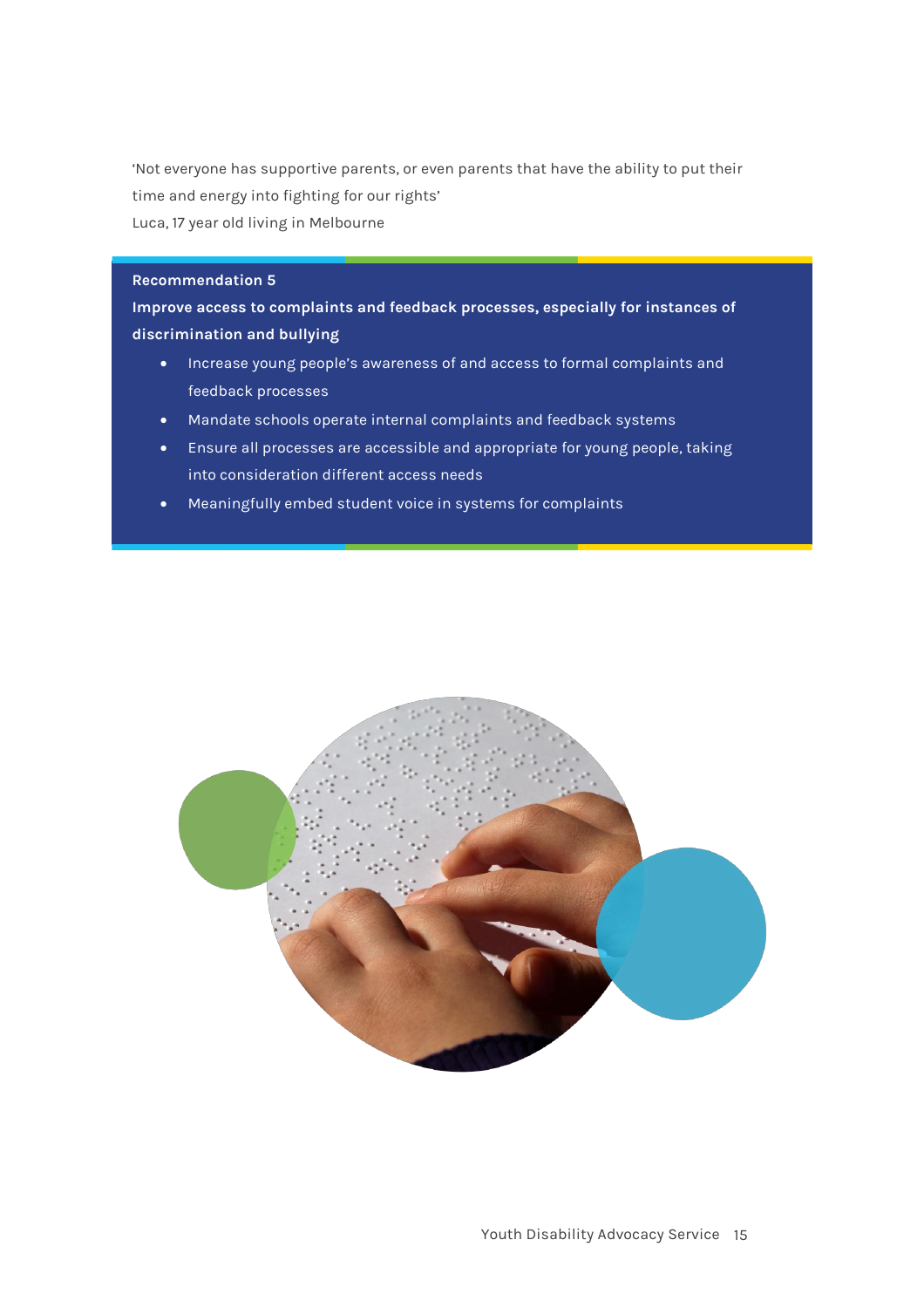'Not everyone has supportive parents, or even parents that have the ability to put their time and energy into fighting for our rights'
Luca, 17 year old living in Melbourne

**Recommendation 5**

**Improve access to complaints and feedback processes, especially for instances of discrimination and bullying**

- Increase young people's awareness of and access to formal complaints and feedback processes
- Mandate schools operate internal complaints and feedback systems
- Ensure all processes are accessible and appropriate for young people, taking into consideration different access needs
- Meaningfully embed student voice in systems for complaints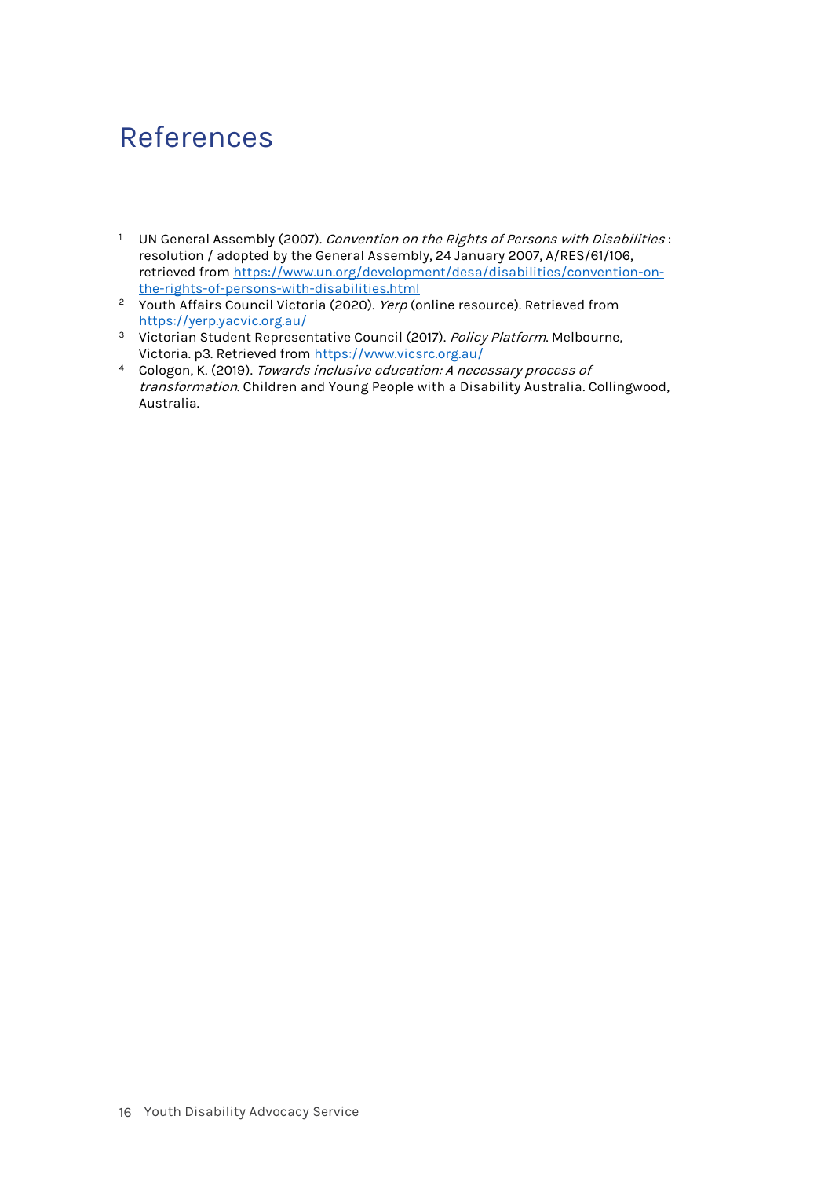# References

1. UN General Assembly (2007). *Convention on the Rights of Persons with Disabilities* : resolution / adopted by the General Assembly, 24 January 2007, A/RES/61/106, retrieved from https://www.un.org/development/desa/disabilities/convention-on-the-rights-of-persons-with-disabilities.html
2. Youth Affairs Council Victoria (2020). *Yerp* (online resource). Retrieved from https://yerp.yacvic.org.au/
3. Victorian Student Representative Council (2017). *Policy Platform*. Melbourne, Victoria. p3. Retrieved from https://www.vicsrc.org.au/
4. Cologon, K. (2019). *Towards inclusive education: A necessary process of transformation*. Children and Young People with a Disability Australia. Collingwood, Australia.